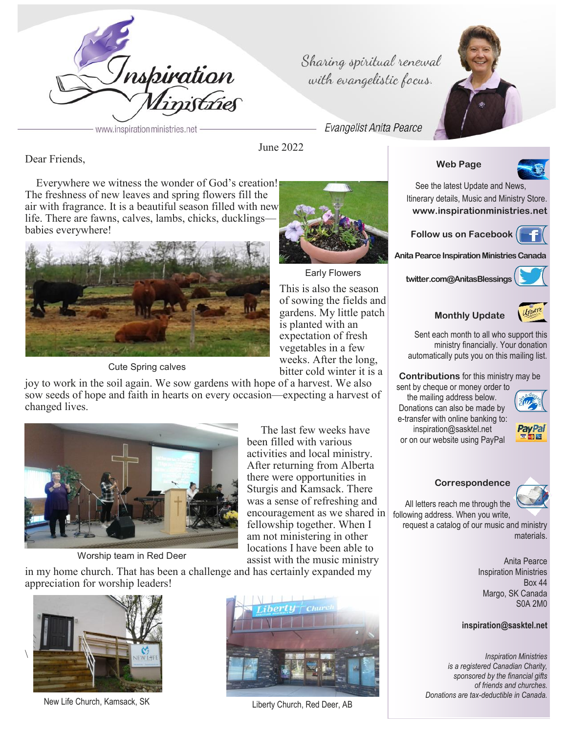# Inspiration Ministries

www.inspirationministries.net

*Sharing spiritual renewal with evangelistic focus.*

Evangelist Anita Pearce

June 2022

Dear Friends,

Everywhere we witness the wonder of God's creation! The freshness of new leaves and spring flowers fill the air with fragrance. It is a beautiful season filled with new life. There are fawns, calves, lambs, chicks, ducklings—babies everywhere!

Cute Spring calves

Early Flowers

This is also the season of sowing the fields and gardens. My little patch is planted with an expectation of fresh vegetables in a few weeks. After the long, bitter cold winter it is a joy to work in the soil again. We sow gardens with hope of a harvest. We also sow seeds of hope and faith in hearts on every occasion—expecting a harvest of changed lives.

Worship team in Red Deer

The last few weeks have been filled with various activities and local ministry. After returning from Alberta there were opportunities in Sturgis and Kamsack. There was a sense of refreshing and encouragement as we shared in fellowship together. When I am not ministering in other locations I have been able to assist with the music ministry in my home church. That has been a challenge and has certainly expanded my appreciation for worship leaders!

New Life Church, Kamsack, SK

Liberty Church, Red Deer, AB

---

**Web Page**

See the latest Update and News, Itinerary details, Music and Ministry Store.
**www.inspirationministries.net**

**Follow us on Facebook**

**Anita Pearce Inspiration Ministries Canada**

**twitter.com@AnitasBlessings**

**Monthly Update**

Sent each month to all who support this ministry financially. Your donation automatically puts you on this mailing list.

**Contributions** for this ministry may be sent by cheque or money order to the mailing address below. Donations can also be made by e-transfer with online banking to: inspiration@sasktel.net or on our website using PayPal

**Correspondence**

All letters reach me through the following address. When you write, request a catalog of our music and ministry materials.

Anita Pearce
Inspiration Ministries
Box 44
Margo, SK Canada
S0A 2M0

**inspiration@sasktel.net**

*Inspiration Ministries is a registered Canadian Charity, sponsored by the financial gifts of friends and churches. Donations are tax-deductible in Canada.*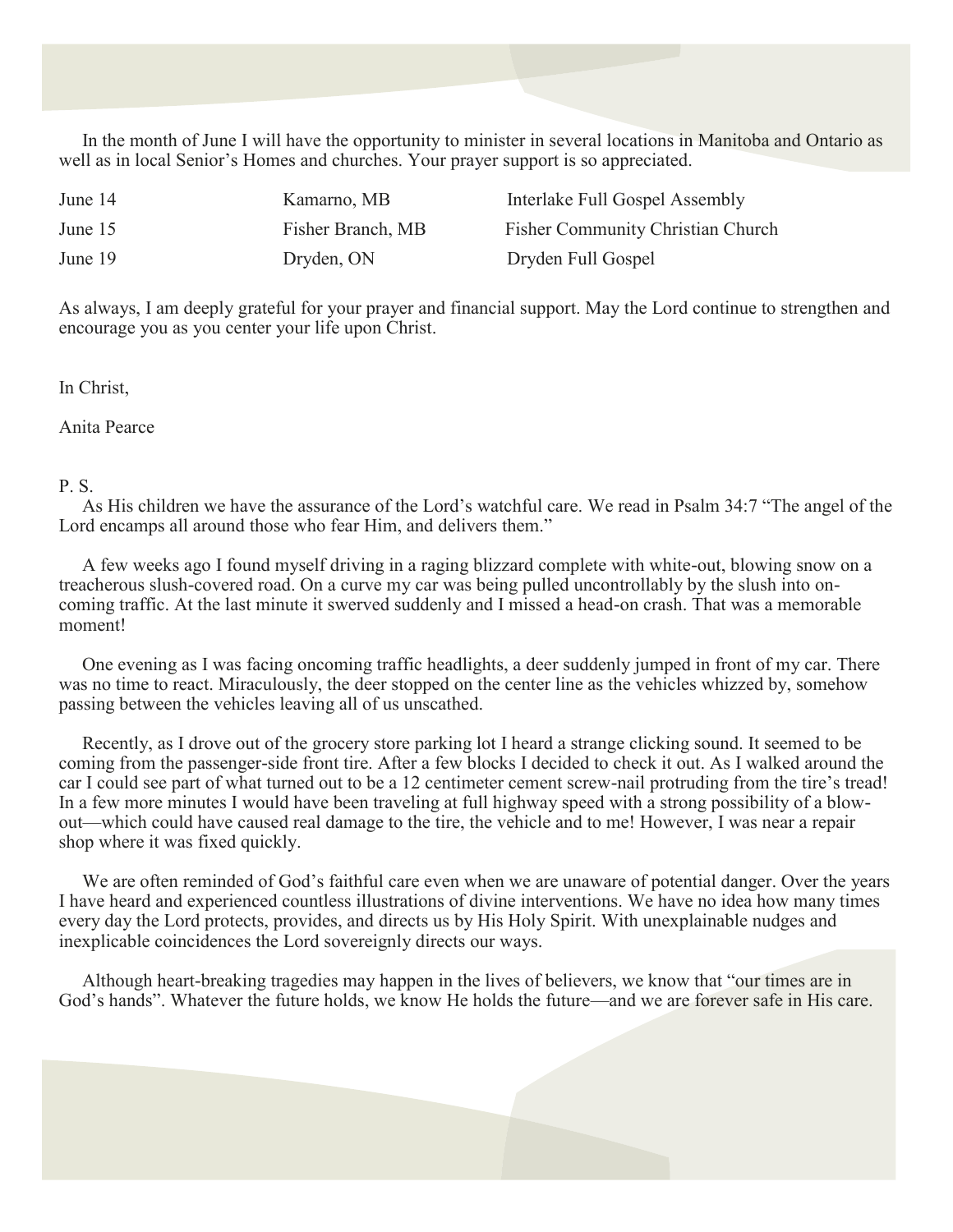In the month of June I will have the opportunity to minister in several locations in Manitoba and Ontario as well as in local Senior's Homes and churches. Your prayer support is so appreciated.

| | | |
|---|---|---|
| June 14 | Kamarno, MB | Interlake Full Gospel Assembly |
| June 15 | Fisher Branch, MB | Fisher Community Christian Church |
| June 19 | Dryden, ON | Dryden Full Gospel |

As always, I am deeply grateful for your prayer and financial support. May the Lord continue to strengthen and encourage you as you center your life upon Christ.

In Christ,

Anita Pearce

P. S.

As His children we have the assurance of the Lord's watchful care. We read in Psalm 34:7 "The angel of the Lord encamps all around those who fear Him, and delivers them."

A few weeks ago I found myself driving in a raging blizzard complete with white-out, blowing snow on a treacherous slush-covered road. On a curve my car was being pulled uncontrollably by the slush into on-coming traffic. At the last minute it swerved suddenly and I missed a head-on crash. That was a memorable moment!

One evening as I was facing oncoming traffic headlights, a deer suddenly jumped in front of my car. There was no time to react. Miraculously, the deer stopped on the center line as the vehicles whizzed by, somehow passing between the vehicles leaving all of us unscathed.

Recently, as I drove out of the grocery store parking lot I heard a strange clicking sound. It seemed to be coming from the passenger-side front tire. After a few blocks I decided to check it out. As I walked around the car I could see part of what turned out to be a 12 centimeter cement screw-nail protruding from the tire's tread! In a few more minutes I would have been traveling at full highway speed with a strong possibility of a blow-out—which could have caused real damage to the tire, the vehicle and to me! However, I was near a repair shop where it was fixed quickly.

We are often reminded of God's faithful care even when we are unaware of potential danger. Over the years I have heard and experienced countless illustrations of divine interventions. We have no idea how many times every day the Lord protects, provides, and directs us by His Holy Spirit. With unexplainable nudges and inexplicable coincidences the Lord sovereignly directs our ways.

Although heart-breaking tragedies may happen in the lives of believers, we know that "our times are in God's hands". Whatever the future holds, we know He holds the future—and we are forever safe in His care.